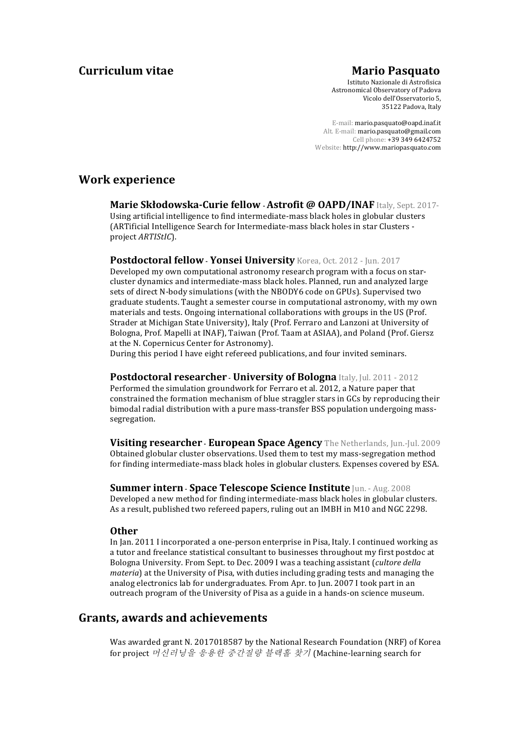# Curriculum vitae

## Mario Pasquato

Istituto Nazionale di Astrofisica
Astronomical Observatory of Padova
Vicolo dell'Osservatorio 5,
35122 Padova, Italy

E-mail: mario.pasquato@oapd.inaf.it
Alt. E-mail: mario.pasquato@gmail.com
Cell phone: +39 349 6424752
Website: http://www.mariopasquato.com

## Work experience

**Marie Skłodowska-Curie fellow - Astrofit @ OAPD/INAF** Italy, Sept. 2017-
Using artificial intelligence to find intermediate-mass black holes in globular clusters (ARTificial Intelligence Search for Intermediate-mass black holes in star Clusters - project *ARTIStIC*).

**Postdoctoral fellow - Yonsei University** Korea, Oct. 2012 - Jun. 2017
Developed my own computational astronomy research program with a focus on star-cluster dynamics and intermediate-mass black holes. Planned, run and analyzed large sets of direct N-body simulations (with the NBODY6 code on GPUs). Supervised two graduate students. Taught a semester course in computational astronomy, with my own materials and tests. Ongoing international collaborations with groups in the US (Prof. Strader at Michigan State University), Italy (Prof. Ferraro and Lanzoni at University of Bologna, Prof. Mapelli at INAF), Taiwan (Prof. Taam at ASIAA), and Poland (Prof. Giersz at the N. Copernicus Center for Astronomy).
During this period I have eight refereed publications, and four invited seminars.

**Postdoctoral researcher - University of Bologna** Italy, Jul. 2011 - 2012
Performed the simulation groundwork for Ferraro et al. 2012, a Nature paper that constrained the formation mechanism of blue straggler stars in GCs by reproducing their bimodal radial distribution with a pure mass-transfer BSS population undergoing mass-segregation.

**Visiting researcher - European Space Agency** The Netherlands, Jun.-Jul. 2009
Obtained globular cluster observations. Used them to test my mass-segregation method for finding intermediate-mass black holes in globular clusters. Expenses covered by ESA.

**Summer intern - Space Telescope Science Institute** Jun. - Aug. 2008
Developed a new method for finding intermediate-mass black holes in globular clusters. As a result, published two refereed papers, ruling out an IMBH in M10 and NGC 2298.

### Other

In Jan. 2011 I incorporated a one-person enterprise in Pisa, Italy. I continued working as a tutor and freelance statistical consultant to businesses throughout my first postdoc at Bologna University. From Sept. to Dec. 2009 I was a teaching assistant (*cultore della materia*) at the University of Pisa, with duties including grading tests and managing the analog electronics lab for undergraduates. From Apr. to Jun. 2007 I took part in an outreach program of the University of Pisa as a guide in a hands-on science museum.

## Grants, awards and achievements

Was awarded grant N. 2017018587 by the National Research Foundation (NRF) of Korea for project *머신러닝을 응용한 중간질량 블랙홀 찾기* (Machine-learning search for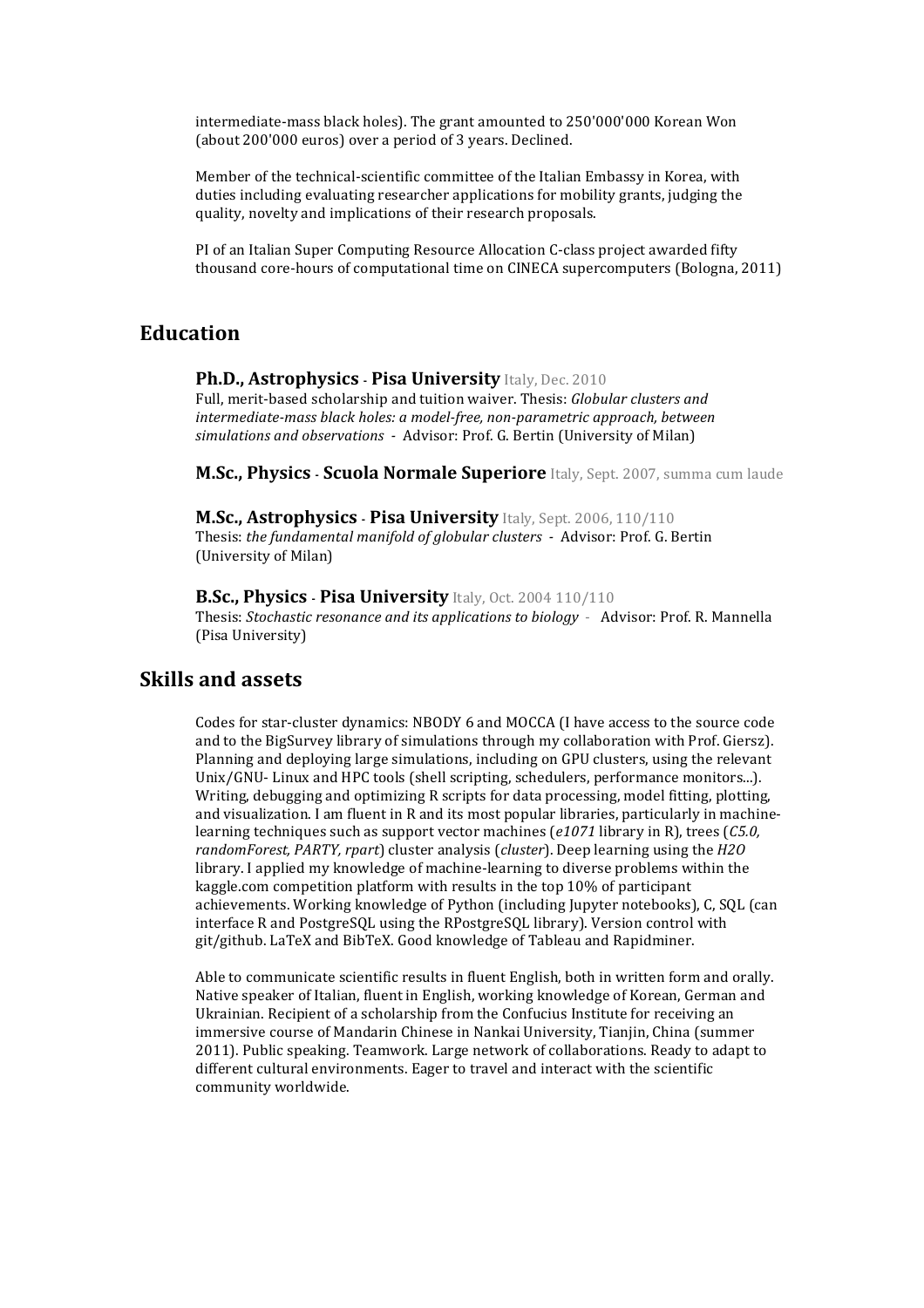intermediate-mass black holes). The grant amounted to 250'000'000 Korean Won (about 200'000 euros) over a period of 3 years. Declined.

Member of the technical-scientific committee of the Italian Embassy in Korea, with duties including evaluating researcher applications for mobility grants, judging the quality, novelty and implications of their research proposals.

PI of an Italian Super Computing Resource Allocation C-class project awarded fifty thousand core-hours of computational time on CINECA supercomputers (Bologna, 2011)

## Education

**Ph.D., Astrophysics - Pisa University** Italy, Dec. 2010
Full, merit-based scholarship and tuition waiver. Thesis: *Globular clusters and intermediate-mass black holes: a model-free, non-parametric approach, between simulations and observations* - Advisor: Prof. G. Bertin (University of Milan)

**M.Sc., Physics - Scuola Normale Superiore** Italy, Sept. 2007, summa cum laude

**M.Sc., Astrophysics - Pisa University** Italy, Sept. 2006, 110/110
Thesis: *the fundamental manifold of globular clusters* - Advisor: Prof. G. Bertin (University of Milan)

**B.Sc., Physics - Pisa University** Italy, Oct. 2004 110/110
Thesis: *Stochastic resonance and its applications to biology* - Advisor: Prof. R. Mannella (Pisa University)

## Skills and assets

Codes for star-cluster dynamics: NBODY 6 and MOCCA (I have access to the source code and to the BigSurvey library of simulations through my collaboration with Prof. Giersz). Planning and deploying large simulations, including on GPU clusters, using the relevant Unix/GNU- Linux and HPC tools (shell scripting, schedulers, performance monitors...). Writing, debugging and optimizing R scripts for data processing, model fitting, plotting, and visualization. I am fluent in R and its most popular libraries, particularly in machine-learning techniques such as support vector machines (*e1071* library in R), trees (*C5.0, randomForest, PARTY, rpart*) cluster analysis (*cluster*). Deep learning using the *H2O* library. I applied my knowledge of machine-learning to diverse problems within the kaggle.com competition platform with results in the top 10% of participant achievements. Working knowledge of Python (including Jupyter notebooks), C, SQL (can interface R and PostgreSQL using the RPostgreSQL library). Version control with git/github. LaTeX and BibTeX. Good knowledge of Tableau and Rapidminer.

Able to communicate scientific results in fluent English, both in written form and orally. Native speaker of Italian, fluent in English, working knowledge of Korean, German and Ukrainian. Recipient of a scholarship from the Confucius Institute for receiving an immersive course of Mandarin Chinese in Nankai University, Tianjin, China (summer 2011). Public speaking. Teamwork. Large network of collaborations. Ready to adapt to different cultural environments. Eager to travel and interact with the scientific community worldwide.